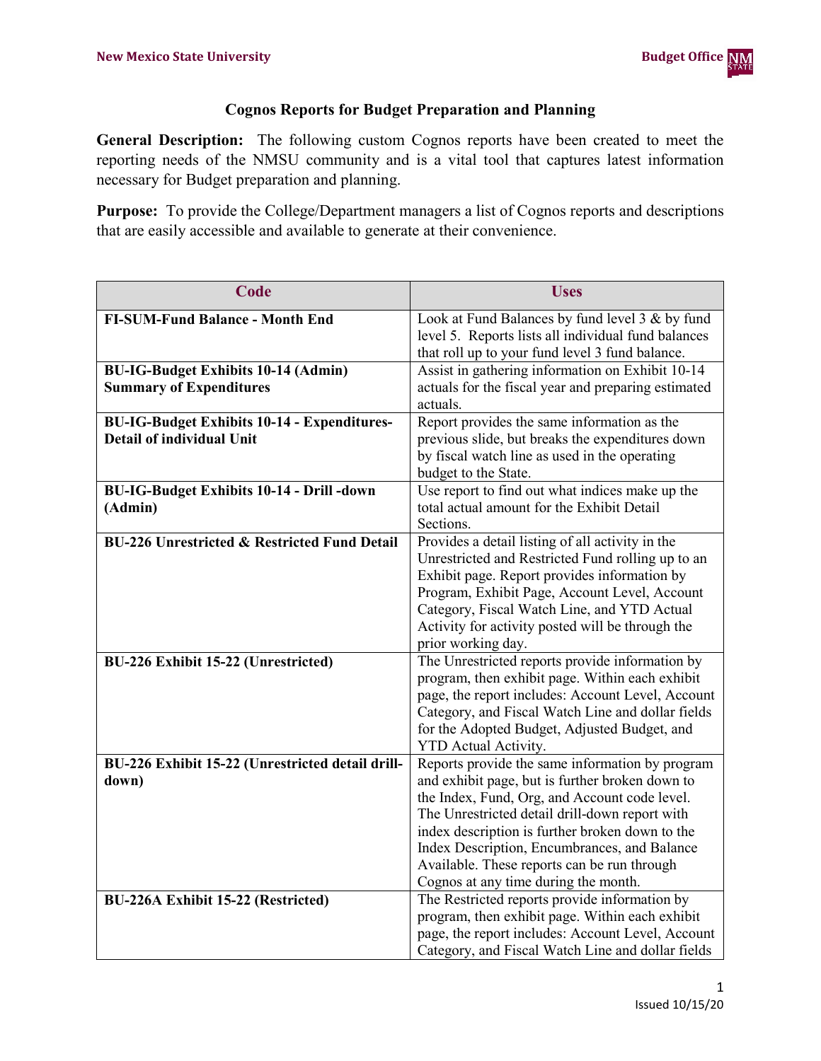# Cognos Reports for Budget Preparation and Planning

**General Description:** The following custom Cognos reports have been created to meet the reporting needs of the NMSU community and is a vital tool that captures latest information necessary for Budget preparation and planning.

**Purpose:** To provide the College/Department managers a list of Cognos reports and descriptions that are easily accessible and available to generate at their convenience.

| Code | Uses |
|---|---|
| **FI-SUM-Fund Balance - Month End** | Look at Fund Balances by fund level 3 & by fund level 5. Reports lists all individual fund balances that roll up to your fund level 3 fund balance. |
| **BU-IG-Budget Exhibits 10-14 (Admin) Summary of Expenditures** | Assist in gathering information on Exhibit 10-14 actuals for the fiscal year and preparing estimated actuals. |
| **BU-IG-Budget Exhibits 10-14 - Expenditures-Detail of individual Unit** | Report provides the same information as the previous slide, but breaks the expenditures down by fiscal watch line as used in the operating budget to the State. |
| **BU-IG-Budget Exhibits 10-14 - Drill -down (Admin)** | Use report to find out what indices make up the total actual amount for the Exhibit Detail Sections. |
| **BU-226 Unrestricted & Restricted Fund Detail** | Provides a detail listing of all activity in the Unrestricted and Restricted Fund rolling up to an Exhibit page. Report provides information by Program, Exhibit Page, Account Level, Account Category, Fiscal Watch Line, and YTD Actual Activity for activity posted will be through the prior working day. |
| **BU-226 Exhibit 15-22 (Unrestricted)** | The Unrestricted reports provide information by program, then exhibit page. Within each exhibit page, the report includes: Account Level, Account Category, and Fiscal Watch Line and dollar fields for the Adopted Budget, Adjusted Budget, and YTD Actual Activity. |
| **BU-226 Exhibit 15-22 (Unrestricted detail drill-down)** | Reports provide the same information by program and exhibit page, but is further broken down to the Index, Fund, Org, and Account code level. The Unrestricted detail drill-down report with index description is further broken down to the Index Description, Encumbrances, and Balance Available. These reports can be run through Cognos at any time during the month. |
| **BU-226A Exhibit 15-22 (Restricted)** | The Restricted reports provide information by program, then exhibit page. Within each exhibit page, the report includes: Account Level, Account Category, and Fiscal Watch Line and dollar fields |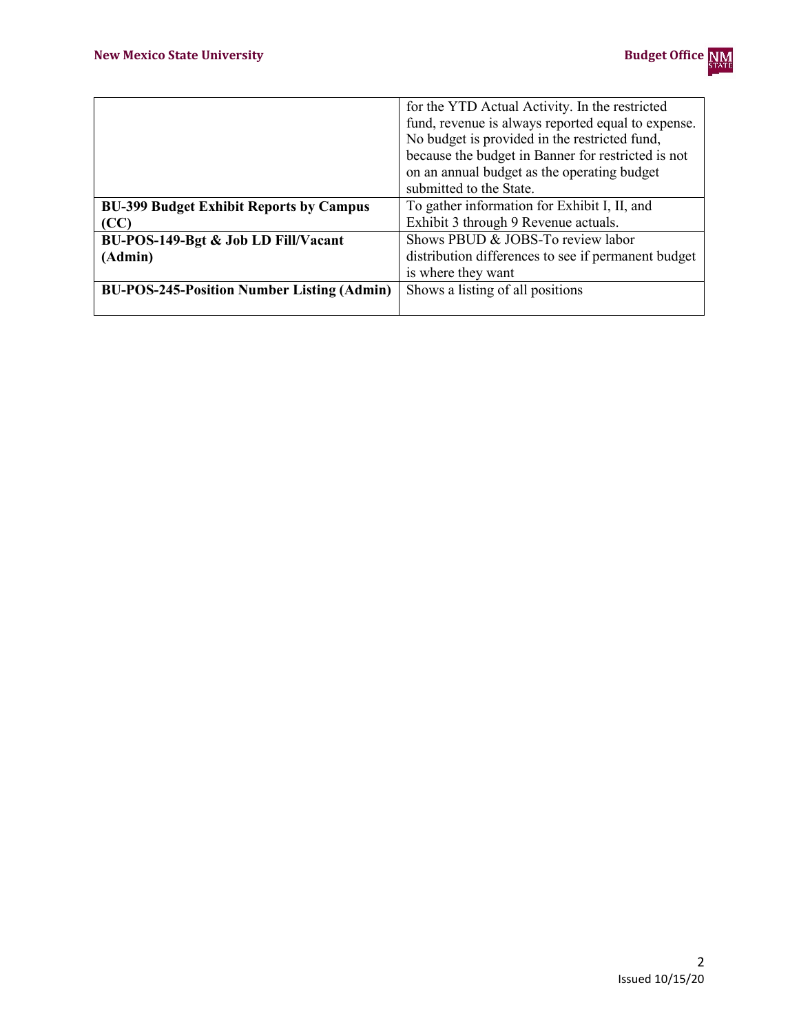| | |
|---|---|
| | for the YTD Actual Activity. In the restricted fund, revenue is always reported equal to expense. No budget is provided in the restricted fund, because the budget in Banner for restricted is not on an annual budget as the operating budget submitted to the State. |
| **BU-399 Budget Exhibit Reports by Campus (CC)** | To gather information for Exhibit I, II, and Exhibit 3 through 9 Revenue actuals. |
| **BU-POS-149-Bgt & Job LD Fill/Vacant (Admin)** | Shows PBUD & JOBS-To review labor distribution differences to see if permanent budget is where they want |
| **BU-POS-245-Position Number Listing (Admin)** | Shows a listing of all positions |